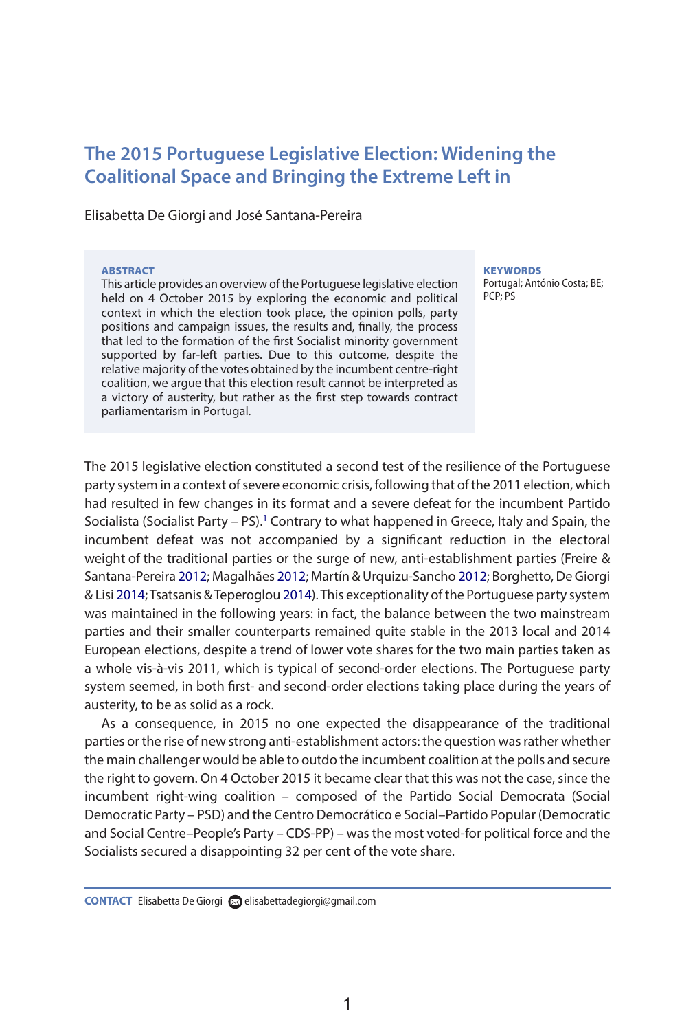# The 2015 Portuguese Legislative Election: Widening the Coalitional Space and Bringing the Extreme Left in

Elisabetta De Giorgi and José Santana-Pereira

**ABSTRACT**

This article provides an overview of the Portuguese legislative election held on 4 October 2015 by exploring the economic and political context in which the election took place, the opinion polls, party positions and campaign issues, the results and, finally, the process that led to the formation of the first Socialist minority government supported by far-left parties. Due to this outcome, despite the relative majority of the votes obtained by the incumbent centre-right coalition, we argue that this election result cannot be interpreted as a victory of austerity, but rather as the first step towards contract parliamentarism in Portugal.

**KEYWORDS**

Portugal; António Costa; BE; PCP; PS

The 2015 legislative election constituted a second test of the resilience of the Portuguese party system in a context of severe economic crisis, following that of the 2011 election, which had resulted in few changes in its format and a severe defeat for the incumbent Partido Socialista (Socialist Party – PS).[1] Contrary to what happened in Greece, Italy and Spain, the incumbent defeat was not accompanied by a significant reduction in the electoral weight of the traditional parties or the surge of new, anti-establishment parties (Freire & Santana-Pereira 2012; Magalhães 2012; Martín & Urquizu-Sancho 2012; Borghetto, De Giorgi & Lisi 2014; Tsatsanis & Teperoglou 2014). This exceptionality of the Portuguese party system was maintained in the following years: in fact, the balance between the two mainstream parties and their smaller counterparts remained quite stable in the 2013 local and 2014 European elections, despite a trend of lower vote shares for the two main parties taken as a whole vis-à-vis 2011, which is typical of second-order elections. The Portuguese party system seemed, in both first- and second-order elections taking place during the years of austerity, to be as solid as a rock.

As a consequence, in 2015 no one expected the disappearance of the traditional parties or the rise of new strong anti-establishment actors: the question was rather whether the main challenger would be able to outdo the incumbent coalition at the polls and secure the right to govern. On 4 October 2015 it became clear that this was not the case, since the incumbent right-wing coalition – composed of the Partido Social Democrata (Social Democratic Party – PSD) and the Centro Democrático e Social–Partido Popular (Democratic and Social Centre–People's Party – CDS-PP) – was the most voted-for political force and the Socialists secured a disappointing 32 per cent of the vote share.

**CONTACT** Elisabetta De Giorgi elisabettadegiorgi@gmail.com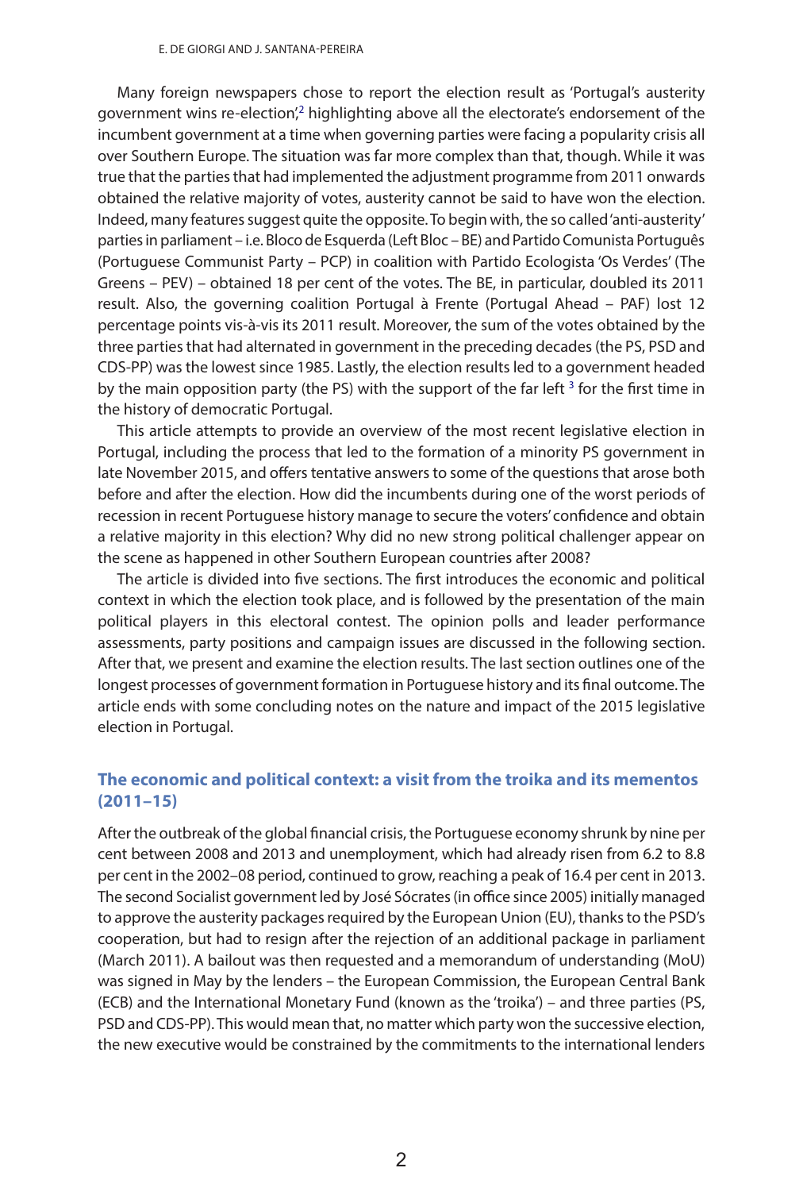Many foreign newspapers chose to report the election result as 'Portugal's austerity government wins re-election',[2] highlighting above all the electorate's endorsement of the incumbent government at a time when governing parties were facing a popularity crisis all over Southern Europe. The situation was far more complex than that, though. While it was true that the parties that had implemented the adjustment programme from 2011 onwards obtained the relative majority of votes, austerity cannot be said to have won the election. Indeed, many features suggest quite the opposite. To begin with, the so called 'anti-austerity' parties in parliament – i.e. Bloco de Esquerda (Left Bloc – BE) and Partido Comunista Português (Portuguese Communist Party – PCP) in coalition with Partido Ecologista 'Os Verdes' (The Greens – PEV) – obtained 18 per cent of the votes. The BE, in particular, doubled its 2011 result. Also, the governing coalition Portugal à Frente (Portugal Ahead – PAF) lost 12 percentage points vis-à-vis its 2011 result. Moreover, the sum of the votes obtained by the three parties that had alternated in government in the preceding decades (the PS, PSD and CDS-PP) was the lowest since 1985. Lastly, the election results led to a government headed by the main opposition party (the PS) with the support of the far left [3] for the first time in the history of democratic Portugal.

This article attempts to provide an overview of the most recent legislative election in Portugal, including the process that led to the formation of a minority PS government in late November 2015, and offers tentative answers to some of the questions that arose both before and after the election. How did the incumbents during one of the worst periods of recession in recent Portuguese history manage to secure the voters' confidence and obtain a relative majority in this election? Why did no new strong political challenger appear on the scene as happened in other Southern European countries after 2008?

The article is divided into five sections. The first introduces the economic and political context in which the election took place, and is followed by the presentation of the main political players in this electoral contest. The opinion polls and leader performance assessments, party positions and campaign issues are discussed in the following section. After that, we present and examine the election results. The last section outlines one of the longest processes of government formation in Portuguese history and its final outcome. The article ends with some concluding notes on the nature and impact of the 2015 legislative election in Portugal.

## The economic and political context: a visit from the troika and its mementos (2011–15)

After the outbreak of the global financial crisis, the Portuguese economy shrunk by nine per cent between 2008 and 2013 and unemployment, which had already risen from 6.2 to 8.8 per cent in the 2002–08 period, continued to grow, reaching a peak of 16.4 per cent in 2013. The second Socialist government led by José Sócrates (in office since 2005) initially managed to approve the austerity packages required by the European Union (EU), thanks to the PSD's cooperation, but had to resign after the rejection of an additional package in parliament (March 2011). A bailout was then requested and a memorandum of understanding (MoU) was signed in May by the lenders – the European Commission, the European Central Bank (ECB) and the International Monetary Fund (known as the 'troika') – and three parties (PS, PSD and CDS-PP). This would mean that, no matter which party won the successive election, the new executive would be constrained by the commitments to the international lenders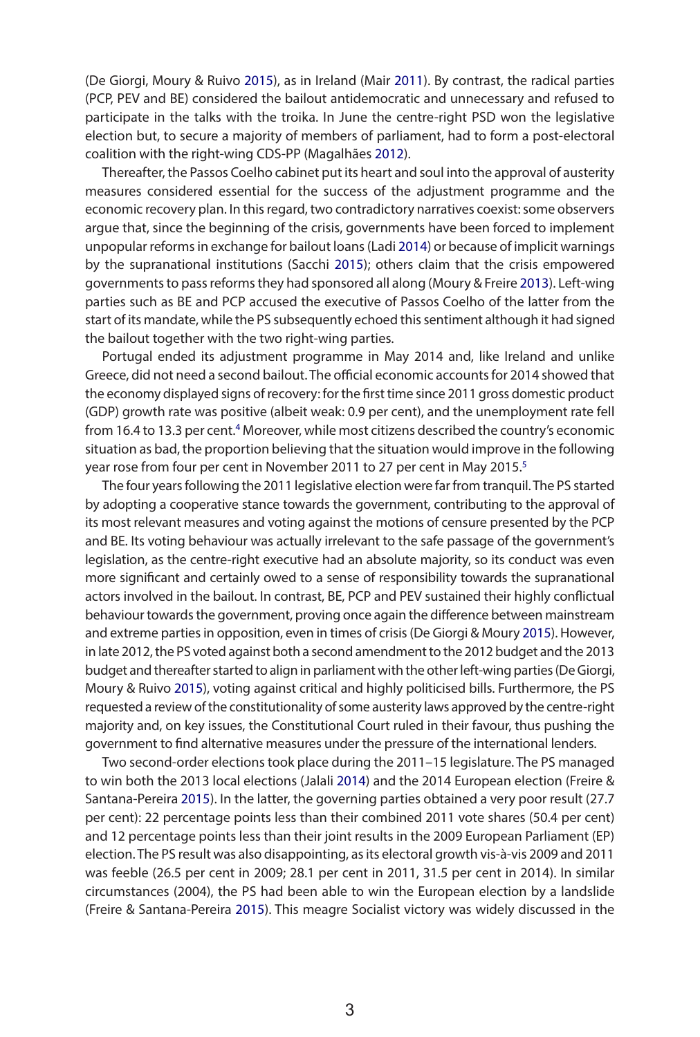(De Giorgi, Moury & Ruivo 2015), as in Ireland (Mair 2011). By contrast, the radical parties (PCP, PEV and BE) considered the bailout antidemocratic and unnecessary and refused to participate in the talks with the troika. In June the centre-right PSD won the legislative election but, to secure a majority of members of parliament, had to form a post-electoral coalition with the right-wing CDS-PP (Magalhães 2012).

Thereafter, the Passos Coelho cabinet put its heart and soul into the approval of austerity measures considered essential for the success of the adjustment programme and the economic recovery plan. In this regard, two contradictory narratives coexist: some observers argue that, since the beginning of the crisis, governments have been forced to implement unpopular reforms in exchange for bailout loans (Ladi 2014) or because of implicit warnings by the supranational institutions (Sacchi 2015); others claim that the crisis empowered governments to pass reforms they had sponsored all along (Moury & Freire 2013). Left-wing parties such as BE and PCP accused the executive of Passos Coelho of the latter from the start of its mandate, while the PS subsequently echoed this sentiment although it had signed the bailout together with the two right-wing parties.

Portugal ended its adjustment programme in May 2014 and, like Ireland and unlike Greece, did not need a second bailout. The official economic accounts for 2014 showed that the economy displayed signs of recovery: for the first time since 2011 gross domestic product (GDP) growth rate was positive (albeit weak: 0.9 per cent), and the unemployment rate fell from 16.4 to 13.3 per cent.[4] Moreover, while most citizens described the country's economic situation as bad, the proportion believing that the situation would improve in the following year rose from four per cent in November 2011 to 27 per cent in May 2015.[5]

The four years following the 2011 legislative election were far from tranquil. The PS started by adopting a cooperative stance towards the government, contributing to the approval of its most relevant measures and voting against the motions of censure presented by the PCP and BE. Its voting behaviour was actually irrelevant to the safe passage of the government's legislation, as the centre-right executive had an absolute majority, so its conduct was even more significant and certainly owed to a sense of responsibility towards the supranational actors involved in the bailout. In contrast, BE, PCP and PEV sustained their highly conflictual behaviour towards the government, proving once again the difference between mainstream and extreme parties in opposition, even in times of crisis (De Giorgi & Moury 2015). However, in late 2012, the PS voted against both a second amendment to the 2012 budget and the 2013 budget and thereafter started to align in parliament with the other left-wing parties (De Giorgi, Moury & Ruivo 2015), voting against critical and highly politicised bills. Furthermore, the PS requested a review of the constitutionality of some austerity laws approved by the centre-right majority and, on key issues, the Constitutional Court ruled in their favour, thus pushing the government to find alternative measures under the pressure of the international lenders.

Two second-order elections took place during the 2011–15 legislature. The PS managed to win both the 2013 local elections (Jalali 2014) and the 2014 European election (Freire & Santana-Pereira 2015). In the latter, the governing parties obtained a very poor result (27.7 per cent): 22 percentage points less than their combined 2011 vote shares (50.4 per cent) and 12 percentage points less than their joint results in the 2009 European Parliament (EP) election. The PS result was also disappointing, as its electoral growth vis-à-vis 2009 and 2011 was feeble (26.5 per cent in 2009; 28.1 per cent in 2011, 31.5 per cent in 2014). In similar circumstances (2004), the PS had been able to win the European election by a landslide (Freire & Santana-Pereira 2015). This meagre Socialist victory was widely discussed in the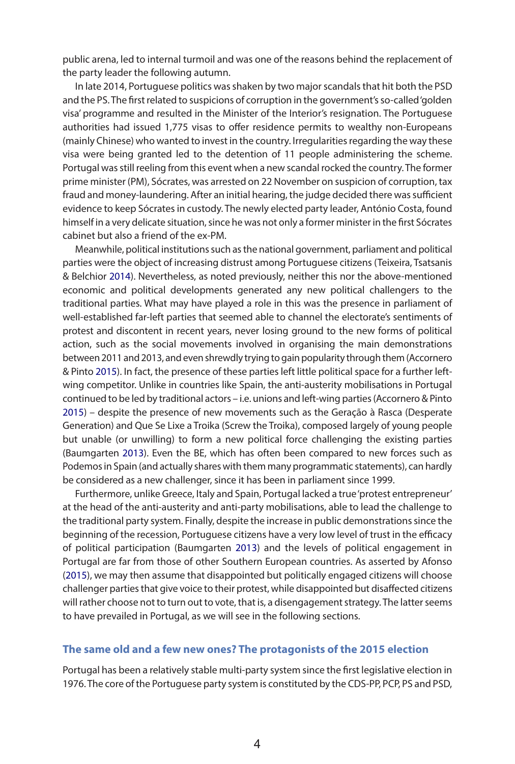public arena, led to internal turmoil and was one of the reasons behind the replacement of the party leader the following autumn.

In late 2014, Portuguese politics was shaken by two major scandals that hit both the PSD and the PS. The first related to suspicions of corruption in the government's so-called 'golden visa' programme and resulted in the Minister of the Interior's resignation. The Portuguese authorities had issued 1,775 visas to offer residence permits to wealthy non-Europeans (mainly Chinese) who wanted to invest in the country. Irregularities regarding the way these visa were being granted led to the detention of 11 people administering the scheme. Portugal was still reeling from this event when a new scandal rocked the country. The former prime minister (PM), Sócrates, was arrested on 22 November on suspicion of corruption, tax fraud and money-laundering. After an initial hearing, the judge decided there was sufficient evidence to keep Sócrates in custody. The newly elected party leader, António Costa, found himself in a very delicate situation, since he was not only a former minister in the first Sócrates cabinet but also a friend of the ex-PM.

Meanwhile, political institutions such as the national government, parliament and political parties were the object of increasing distrust among Portuguese citizens (Teixeira, Tsatsanis & Belchior 2014). Nevertheless, as noted previously, neither this nor the above-mentioned economic and political developments generated any new political challengers to the traditional parties. What may have played a role in this was the presence in parliament of well-established far-left parties that seemed able to channel the electorate's sentiments of protest and discontent in recent years, never losing ground to the new forms of political action, such as the social movements involved in organising the main demonstrations between 2011 and 2013, and even shrewdly trying to gain popularity through them (Accornero & Pinto 2015). In fact, the presence of these parties left little political space for a further left-wing competitor. Unlike in countries like Spain, the anti-austerity mobilisations in Portugal continued to be led by traditional actors – i.e. unions and left-wing parties (Accornero & Pinto 2015) – despite the presence of new movements such as the Geração à Rasca (Desperate Generation) and Que Se Lixe a Troika (Screw the Troika), composed largely of young people but unable (or unwilling) to form a new political force challenging the existing parties (Baumgarten 2013). Even the BE, which has often been compared to new forces such as Podemos in Spain (and actually shares with them many programmatic statements), can hardly be considered as a new challenger, since it has been in parliament since 1999.

Furthermore, unlike Greece, Italy and Spain, Portugal lacked a true 'protest entrepreneur' at the head of the anti-austerity and anti-party mobilisations, able to lead the challenge to the traditional party system. Finally, despite the increase in public demonstrations since the beginning of the recession, Portuguese citizens have a very low level of trust in the efficacy of political participation (Baumgarten 2013) and the levels of political engagement in Portugal are far from those of other Southern European countries. As asserted by Afonso (2015), we may then assume that disappointed but politically engaged citizens will choose challenger parties that give voice to their protest, while disappointed but disaffected citizens will rather choose not to turn out to vote, that is, a disengagement strategy. The latter seems to have prevailed in Portugal, as we will see in the following sections.

## The same old and a few new ones? The protagonists of the 2015 election

Portugal has been a relatively stable multi-party system since the first legislative election in 1976. The core of the Portuguese party system is constituted by the CDS-PP, PCP, PS and PSD,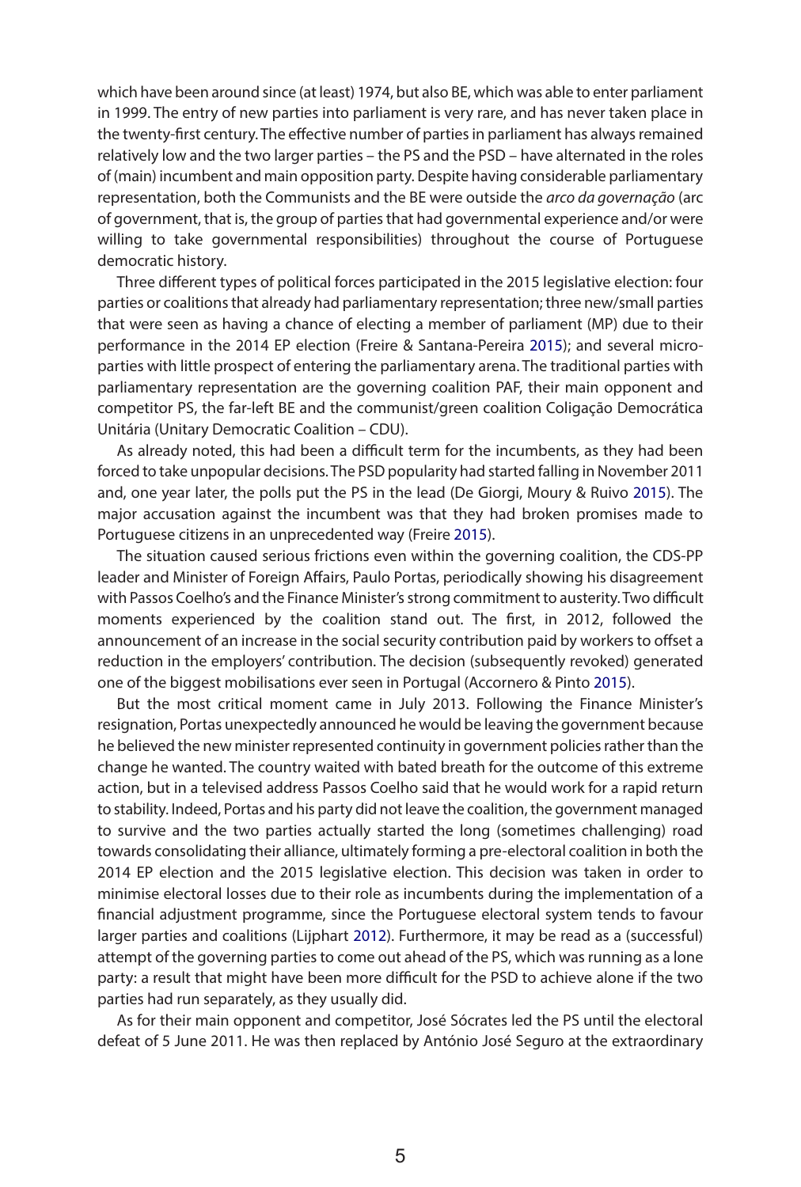which have been around since (at least) 1974, but also BE, which was able to enter parliament in 1999. The entry of new parties into parliament is very rare, and has never taken place in the twenty-first century. The effective number of parties in parliament has always remained relatively low and the two larger parties – the PS and the PSD – have alternated in the roles of (main) incumbent and main opposition party. Despite having considerable parliamentary representation, both the Communists and the BE were outside the *arco da governação* (arc of government, that is, the group of parties that had governmental experience and/or were willing to take governmental responsibilities) throughout the course of Portuguese democratic history.

Three different types of political forces participated in the 2015 legislative election: four parties or coalitions that already had parliamentary representation; three new/small parties that were seen as having a chance of electing a member of parliament (MP) due to their performance in the 2014 EP election (Freire & Santana-Pereira 2015); and several micro-parties with little prospect of entering the parliamentary arena. The traditional parties with parliamentary representation are the governing coalition PAF, their main opponent and competitor PS, the far-left BE and the communist/green coalition Coligação Democrática Unitária (Unitary Democratic Coalition – CDU).

As already noted, this had been a difficult term for the incumbents, as they had been forced to take unpopular decisions. The PSD popularity had started falling in November 2011 and, one year later, the polls put the PS in the lead (De Giorgi, Moury & Ruivo 2015). The major accusation against the incumbent was that they had broken promises made to Portuguese citizens in an unprecedented way (Freire 2015).

The situation caused serious frictions even within the governing coalition, the CDS-PP leader and Minister of Foreign Affairs, Paulo Portas, periodically showing his disagreement with Passos Coelho's and the Finance Minister's strong commitment to austerity. Two difficult moments experienced by the coalition stand out. The first, in 2012, followed the announcement of an increase in the social security contribution paid by workers to offset a reduction in the employers' contribution. The decision (subsequently revoked) generated one of the biggest mobilisations ever seen in Portugal (Accornero & Pinto 2015).

But the most critical moment came in July 2013. Following the Finance Minister's resignation, Portas unexpectedly announced he would be leaving the government because he believed the new minister represented continuity in government policies rather than the change he wanted. The country waited with bated breath for the outcome of this extreme action, but in a televised address Passos Coelho said that he would work for a rapid return to stability. Indeed, Portas and his party did not leave the coalition, the government managed to survive and the two parties actually started the long (sometimes challenging) road towards consolidating their alliance, ultimately forming a pre-electoral coalition in both the 2014 EP election and the 2015 legislative election. This decision was taken in order to minimise electoral losses due to their role as incumbents during the implementation of a financial adjustment programme, since the Portuguese electoral system tends to favour larger parties and coalitions (Lijphart 2012). Furthermore, it may be read as a (successful) attempt of the governing parties to come out ahead of the PS, which was running as a lone party: a result that might have been more difficult for the PSD to achieve alone if the two parties had run separately, as they usually did.

As for their main opponent and competitor, José Sócrates led the PS until the electoral defeat of 5 June 2011. He was then replaced by António José Seguro at the extraordinary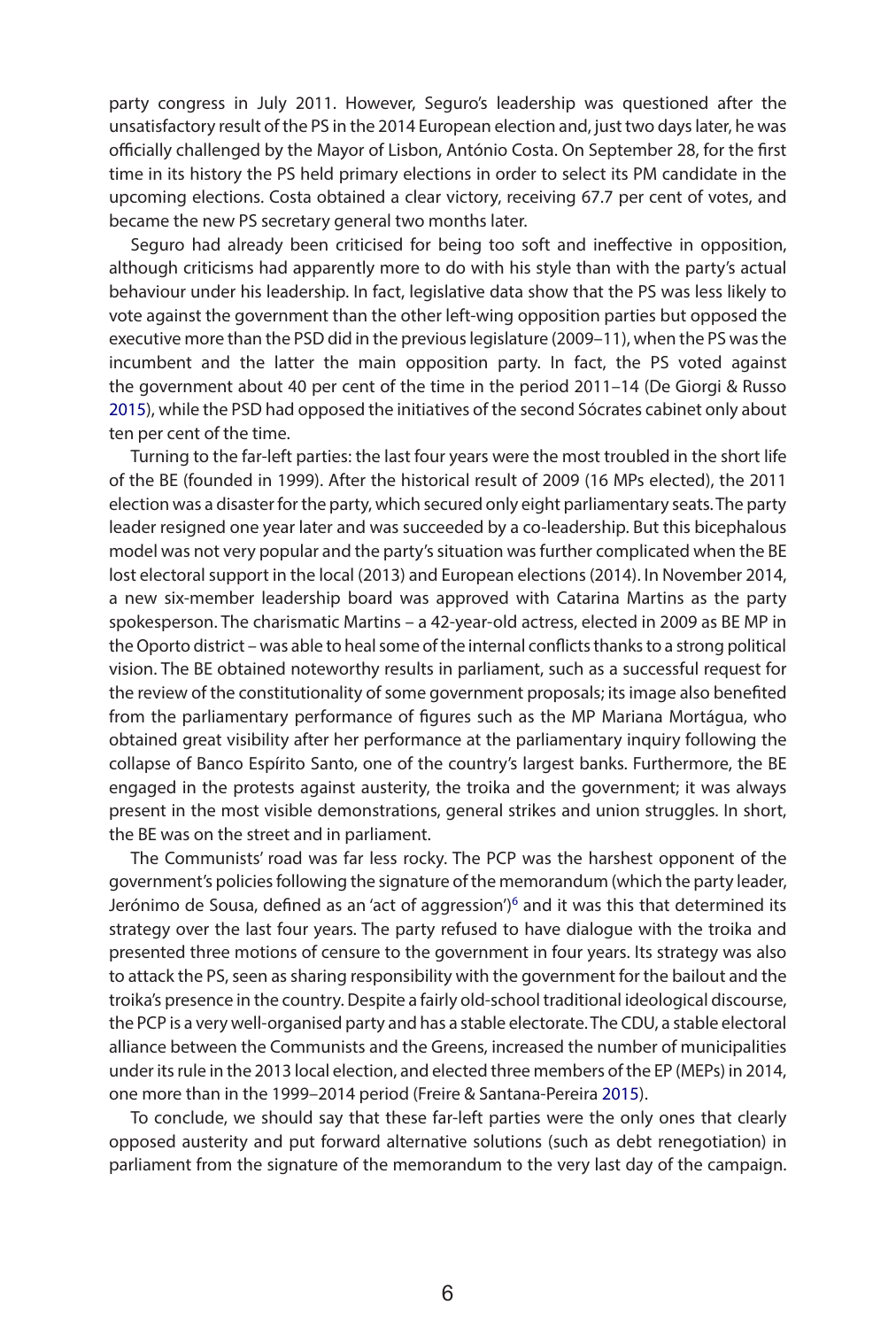party congress in July 2011. However, Seguro's leadership was questioned after the unsatisfactory result of the PS in the 2014 European election and, just two days later, he was officially challenged by the Mayor of Lisbon, António Costa. On September 28, for the first time in its history the PS held primary elections in order to select its PM candidate in the upcoming elections. Costa obtained a clear victory, receiving 67.7 per cent of votes, and became the new PS secretary general two months later.

Seguro had already been criticised for being too soft and ineffective in opposition, although criticisms had apparently more to do with his style than with the party's actual behaviour under his leadership. In fact, legislative data show that the PS was less likely to vote against the government than the other left-wing opposition parties but opposed the executive more than the PSD did in the previous legislature (2009–11), when the PS was the incumbent and the latter the main opposition party. In fact, the PS voted against the government about 40 per cent of the time in the period 2011–14 (De Giorgi & Russo 2015), while the PSD had opposed the initiatives of the second Sócrates cabinet only about ten per cent of the time.

Turning to the far-left parties: the last four years were the most troubled in the short life of the BE (founded in 1999). After the historical result of 2009 (16 MPs elected), the 2011 election was a disaster for the party, which secured only eight parliamentary seats. The party leader resigned one year later and was succeeded by a co-leadership. But this bicephalous model was not very popular and the party's situation was further complicated when the BE lost electoral support in the local (2013) and European elections (2014). In November 2014, a new six-member leadership board was approved with Catarina Martins as the party spokesperson. The charismatic Martins – a 42-year-old actress, elected in 2009 as BE MP in the Oporto district – was able to heal some of the internal conflicts thanks to a strong political vision. The BE obtained noteworthy results in parliament, such as a successful request for the review of the constitutionality of some government proposals; its image also benefited from the parliamentary performance of figures such as the MP Mariana Mortágua, who obtained great visibility after her performance at the parliamentary inquiry following the collapse of Banco Espírito Santo, one of the country's largest banks. Furthermore, the BE engaged in the protests against austerity, the troika and the government; it was always present in the most visible demonstrations, general strikes and union struggles. In short, the BE was on the street and in parliament.

The Communists' road was far less rocky. The PCP was the harshest opponent of the government's policies following the signature of the memorandum (which the party leader, Jerónimo de Sousa, defined as an 'act of aggression')[6] and it was this that determined its strategy over the last four years. The party refused to have dialogue with the troika and presented three motions of censure to the government in four years. Its strategy was also to attack the PS, seen as sharing responsibility with the government for the bailout and the troika's presence in the country. Despite a fairly old-school traditional ideological discourse, the PCP is a very well-organised party and has a stable electorate. The CDU, a stable electoral alliance between the Communists and the Greens, increased the number of municipalities under its rule in the 2013 local election, and elected three members of the EP (MEPs) in 2014, one more than in the 1999–2014 period (Freire & Santana-Pereira 2015).

To conclude, we should say that these far-left parties were the only ones that clearly opposed austerity and put forward alternative solutions (such as debt renegotiation) in parliament from the signature of the memorandum to the very last day of the campaign.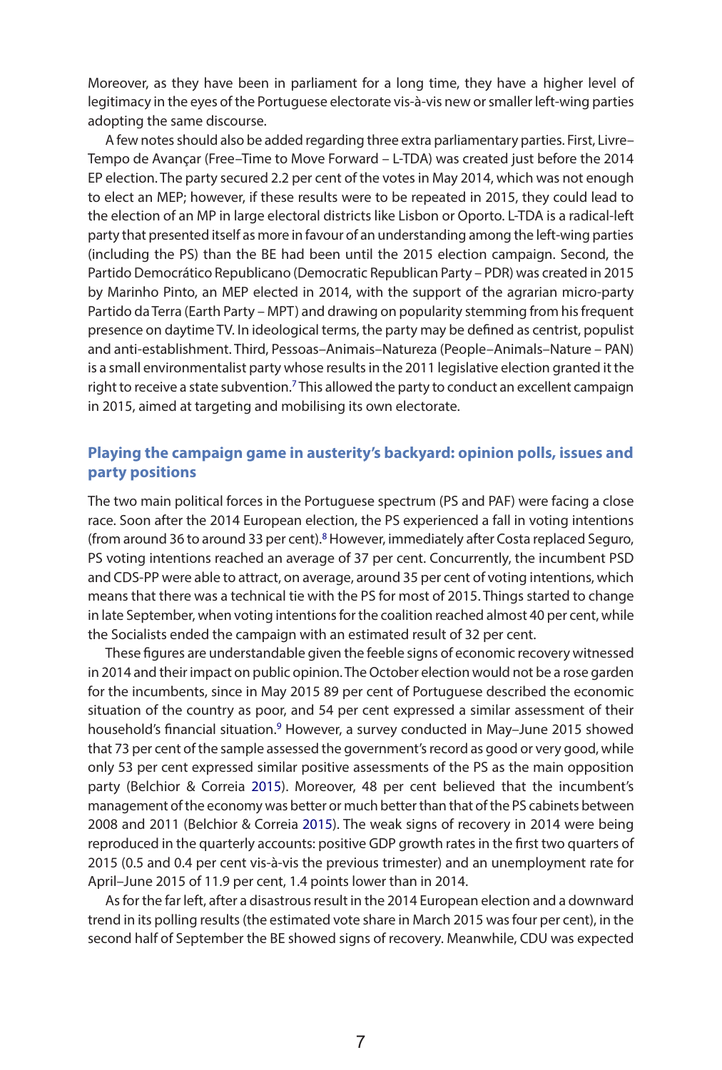Moreover, as they have been in parliament for a long time, they have a higher level of legitimacy in the eyes of the Portuguese electorate vis-à-vis new or smaller left-wing parties adopting the same discourse.

A few notes should also be added regarding three extra parliamentary parties. First, Livre–Tempo de Avançar (Free–Time to Move Forward – L-TDA) was created just before the 2014 EP election. The party secured 2.2 per cent of the votes in May 2014, which was not enough to elect an MEP; however, if these results were to be repeated in 2015, they could lead to the election of an MP in large electoral districts like Lisbon or Oporto. L-TDA is a radical-left party that presented itself as more in favour of an understanding among the left-wing parties (including the PS) than the BE had been until the 2015 election campaign. Second, the Partido Democrático Republicano (Democratic Republican Party – PDR) was created in 2015 by Marinho Pinto, an MEP elected in 2014, with the support of the agrarian micro-party Partido da Terra (Earth Party – MPT) and drawing on popularity stemming from his frequent presence on daytime TV. In ideological terms, the party may be defined as centrist, populist and anti-establishment. Third, Pessoas–Animais–Natureza (People–Animals–Nature – PAN) is a small environmentalist party whose results in the 2011 legislative election granted it the right to receive a state subvention.[7] This allowed the party to conduct an excellent campaign in 2015, aimed at targeting and mobilising its own electorate.

## Playing the campaign game in austerity's backyard: opinion polls, issues and party positions

The two main political forces in the Portuguese spectrum (PS and PAF) were facing a close race. Soon after the 2014 European election, the PS experienced a fall in voting intentions (from around 36 to around 33 per cent).[8] However, immediately after Costa replaced Seguro, PS voting intentions reached an average of 37 per cent. Concurrently, the incumbent PSD and CDS-PP were able to attract, on average, around 35 per cent of voting intentions, which means that there was a technical tie with the PS for most of 2015. Things started to change in late September, when voting intentions for the coalition reached almost 40 per cent, while the Socialists ended the campaign with an estimated result of 32 per cent.

These figures are understandable given the feeble signs of economic recovery witnessed in 2014 and their impact on public opinion. The October election would not be a rose garden for the incumbents, since in May 2015 89 per cent of Portuguese described the economic situation of the country as poor, and 54 per cent expressed a similar assessment of their household's financial situation.[9] However, a survey conducted in May–June 2015 showed that 73 per cent of the sample assessed the government's record as good or very good, while only 53 per cent expressed similar positive assessments of the PS as the main opposition party (Belchior & Correia 2015). Moreover, 48 per cent believed that the incumbent's management of the economy was better or much better than that of the PS cabinets between 2008 and 2011 (Belchior & Correia 2015). The weak signs of recovery in 2014 were being reproduced in the quarterly accounts: positive GDP growth rates in the first two quarters of 2015 (0.5 and 0.4 per cent vis-à-vis the previous trimester) and an unemployment rate for April–June 2015 of 11.9 per cent, 1.4 points lower than in 2014.

As for the far left, after a disastrous result in the 2014 European election and a downward trend in its polling results (the estimated vote share in March 2015 was four per cent), in the second half of September the BE showed signs of recovery. Meanwhile, CDU was expected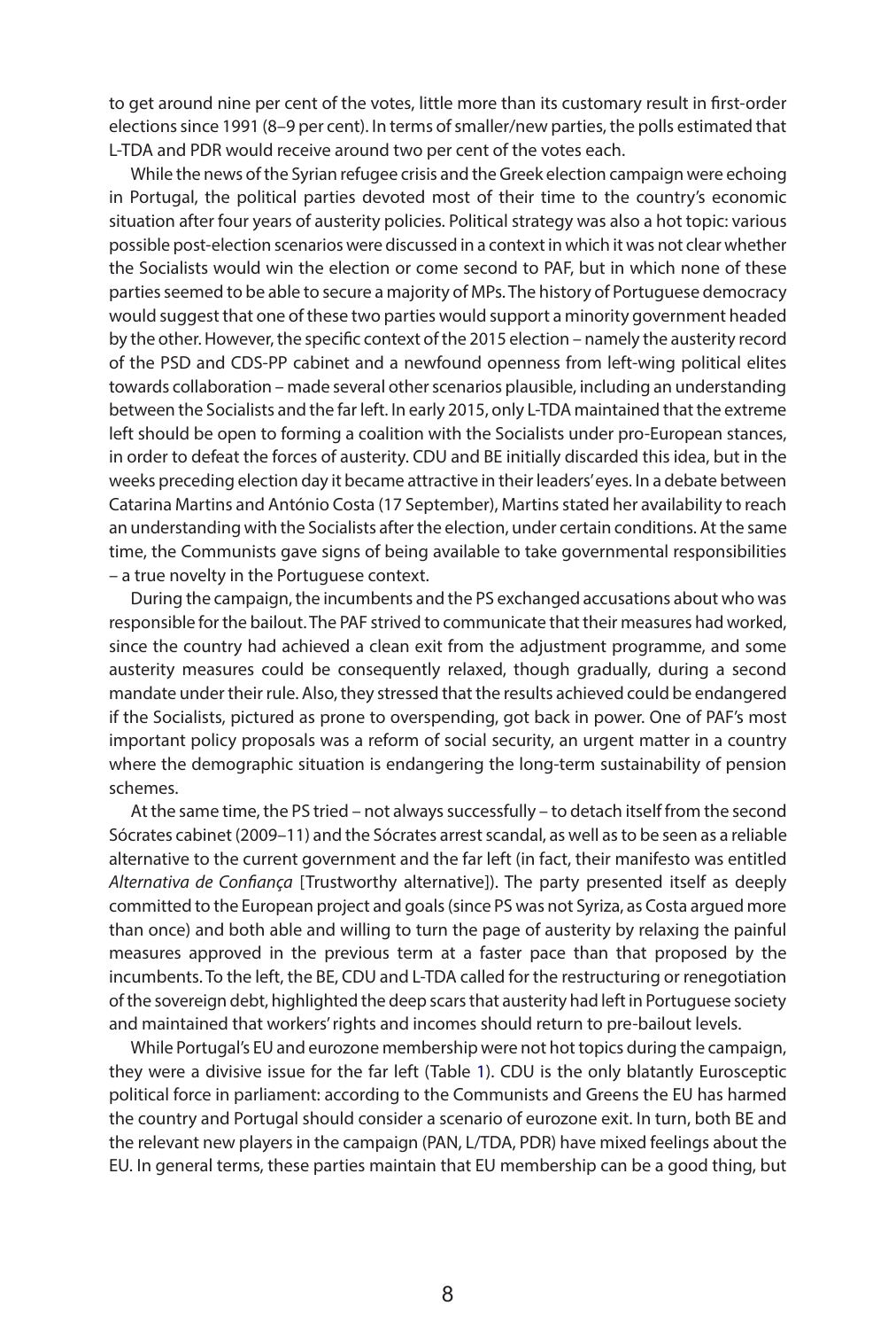to get around nine per cent of the votes, little more than its customary result in first-order elections since 1991 (8–9 per cent). In terms of smaller/new parties, the polls estimated that L-TDA and PDR would receive around two per cent of the votes each.

While the news of the Syrian refugee crisis and the Greek election campaign were echoing in Portugal, the political parties devoted most of their time to the country's economic situation after four years of austerity policies. Political strategy was also a hot topic: various possible post-election scenarios were discussed in a context in which it was not clear whether the Socialists would win the election or come second to PAF, but in which none of these parties seemed to be able to secure a majority of MPs. The history of Portuguese democracy would suggest that one of these two parties would support a minority government headed by the other. However, the specific context of the 2015 election – namely the austerity record of the PSD and CDS-PP cabinet and a newfound openness from left-wing political elites towards collaboration – made several other scenarios plausible, including an understanding between the Socialists and the far left. In early 2015, only L-TDA maintained that the extreme left should be open to forming a coalition with the Socialists under pro-European stances, in order to defeat the forces of austerity. CDU and BE initially discarded this idea, but in the weeks preceding election day it became attractive in their leaders' eyes. In a debate between Catarina Martins and António Costa (17 September), Martins stated her availability to reach an understanding with the Socialists after the election, under certain conditions. At the same time, the Communists gave signs of being available to take governmental responsibilities – a true novelty in the Portuguese context.

During the campaign, the incumbents and the PS exchanged accusations about who was responsible for the bailout. The PAF strived to communicate that their measures had worked, since the country had achieved a clean exit from the adjustment programme, and some austerity measures could be consequently relaxed, though gradually, during a second mandate under their rule. Also, they stressed that the results achieved could be endangered if the Socialists, pictured as prone to overspending, got back in power. One of PAF's most important policy proposals was a reform of social security, an urgent matter in a country where the demographic situation is endangering the long-term sustainability of pension schemes.

At the same time, the PS tried – not always successfully – to detach itself from the second Sócrates cabinet (2009–11) and the Sócrates arrest scandal, as well as to be seen as a reliable alternative to the current government and the far left (in fact, their manifesto was entitled *Alternativa de Confiança* [Trustworthy alternative]). The party presented itself as deeply committed to the European project and goals (since PS was not Syriza, as Costa argued more than once) and both able and willing to turn the page of austerity by relaxing the painful measures approved in the previous term at a faster pace than that proposed by the incumbents. To the left, the BE, CDU and L-TDA called for the restructuring or renegotiation of the sovereign debt, highlighted the deep scars that austerity had left in Portuguese society and maintained that workers' rights and incomes should return to pre-bailout levels.

While Portugal's EU and eurozone membership were not hot topics during the campaign, they were a divisive issue for the far left (Table 1). CDU is the only blatantly Eurosceptic political force in parliament: according to the Communists and Greens the EU has harmed the country and Portugal should consider a scenario of eurozone exit. In turn, both BE and the relevant new players in the campaign (PAN, L/TDA, PDR) have mixed feelings about the EU. In general terms, these parties maintain that EU membership can be a good thing, but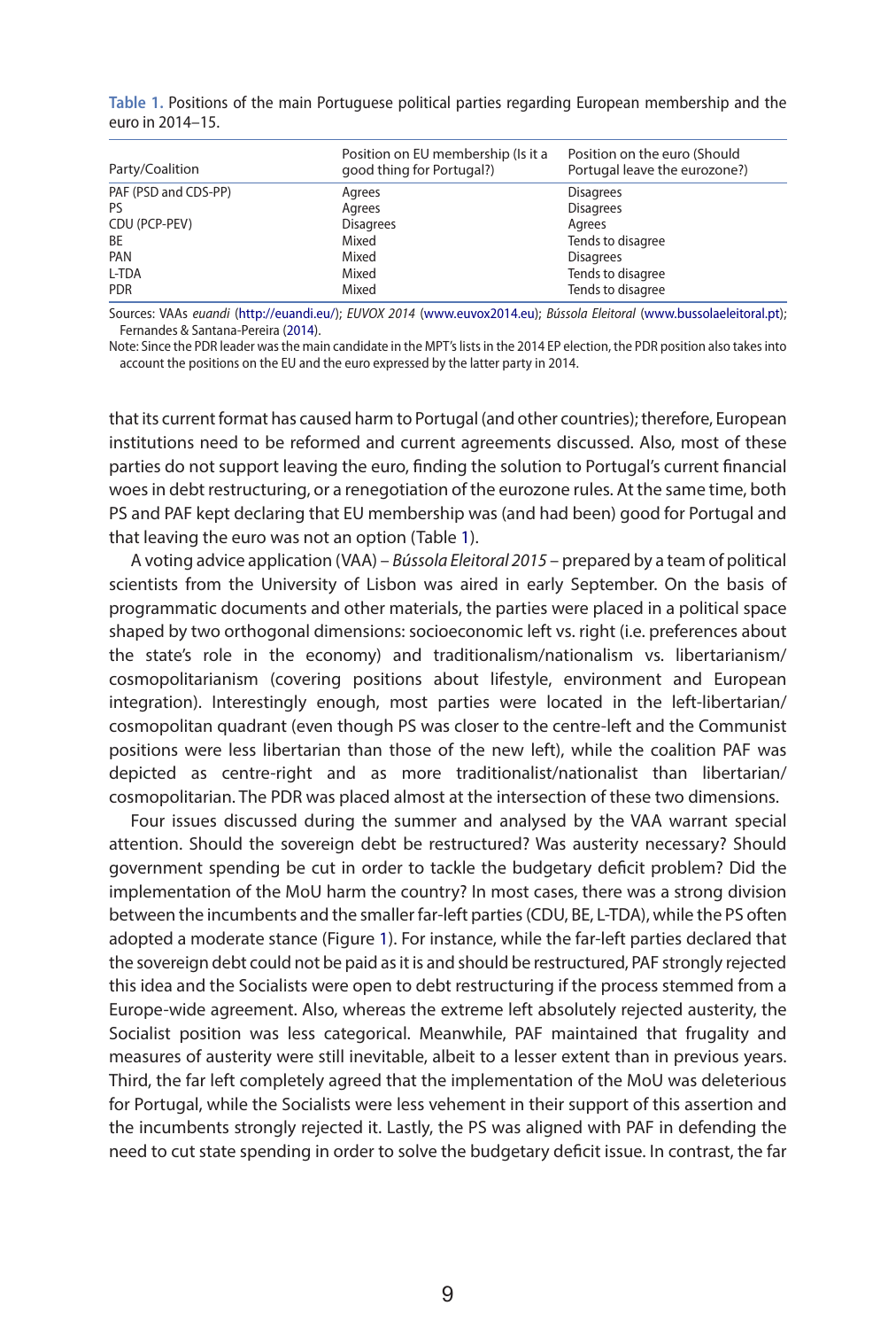**Table 1.** Positions of the main Portuguese political parties regarding European membership and the euro in 2014–15.

| Party/Coalition | Position on EU membership (Is it a good thing for Portugal?) | Position on the euro (Should Portugal leave the eurozone?) |
|---|---|---|
| PAF (PSD and CDS-PP) | Agrees | Disagrees |
| PS | Agrees | Disagrees |
| CDU (PCP-PEV) | Disagrees | Agrees |
| BE | Mixed | Tends to disagree |
| PAN | Mixed | Disagrees |
| L-TDA | Mixed | Tends to disagree |
| PDR | Mixed | Tends to disagree |

Sources: VAAs *euandi* (http://euandi.eu/); *EUVOX 2014* (www.euvox2014.eu); *Bússola Eleitoral* (www.bussolaeleitoral.pt); Fernandes & Santana-Pereira (2014).

Note: Since the PDR leader was the main candidate in the MPT's lists in the 2014 EP election, the PDR position also takes into account the positions on the EU and the euro expressed by the latter party in 2014.

that its current format has caused harm to Portugal (and other countries); therefore, European institutions need to be reformed and current agreements discussed. Also, most of these parties do not support leaving the euro, finding the solution to Portugal's current financial woes in debt restructuring, or a renegotiation of the eurozone rules. At the same time, both PS and PAF kept declaring that EU membership was (and had been) good for Portugal and that leaving the euro was not an option (Table 1).

A voting advice application (VAA) – *Bússola Eleitoral 2015* – prepared by a team of political scientists from the University of Lisbon was aired in early September. On the basis of programmatic documents and other materials, the parties were placed in a political space shaped by two orthogonal dimensions: socioeconomic left vs. right (i.e. preferences about the state's role in the economy) and traditionalism/nationalism vs. libertarianism/cosmopolitanism (covering positions about lifestyle, environment and European integration). Interestingly enough, most parties were located in the left-libertarian/cosmopolitan quadrant (even though PS was closer to the centre-left and the Communist positions were less libertarian than those of the new left), while the coalition PAF was depicted as centre-right and as more traditionalist/nationalist than libertarian/cosmopolitan. The PDR was placed almost at the intersection of these two dimensions.

Four issues discussed during the summer and analysed by the VAA warrant special attention. Should the sovereign debt be restructured? Was austerity necessary? Should government spending be cut in order to tackle the budgetary deficit problem? Did the implementation of the MoU harm the country? In most cases, there was a strong division between the incumbents and the smaller far-left parties (CDU, BE, L-TDA), while the PS often adopted a moderate stance (Figure 1). For instance, while the far-left parties declared that the sovereign debt could not be paid as it is and should be restructured, PAF strongly rejected this idea and the Socialists were open to debt restructuring if the process stemmed from a Europe-wide agreement. Also, whereas the extreme left absolutely rejected austerity, the Socialist position was less categorical. Meanwhile, PAF maintained that frugality and measures of austerity were still inevitable, albeit to a lesser extent than in previous years. Third, the far left completely agreed that the implementation of the MoU was deleterious for Portugal, while the Socialists were less vehement in their support of this assertion and the incumbents strongly rejected it. Lastly, the PS was aligned with PAF in defending the need to cut state spending in order to solve the budgetary deficit issue. In contrast, the far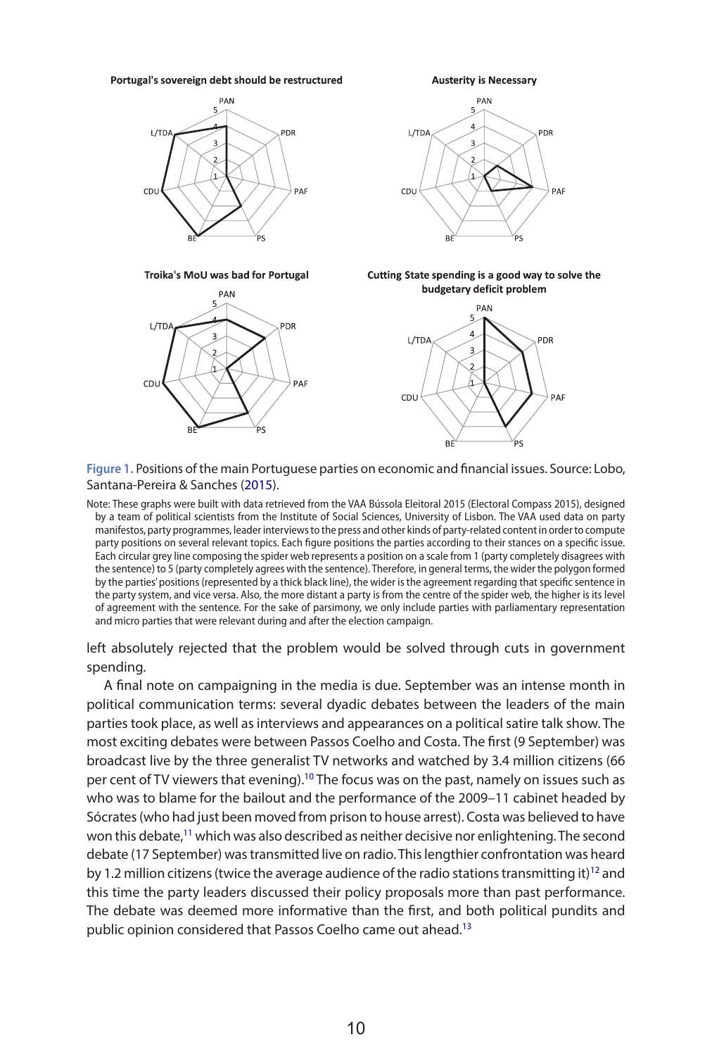**Figure 1.** Positions of the main Portuguese parties on economic and financial issues. Source: Lobo, Santana-Pereira & Sanches (2015).

Note: These graphs were built with data retrieved from the VAA Bússola Eleitoral 2015 (Electoral Compass 2015), designed by a team of political scientists from the Institute of Social Sciences, University of Lisbon. The VAA used data on party manifestos, party programmes, leader interviews to the press and other kinds of party-related content in order to compute party positions on several relevant topics. Each figure positions the parties according to their stances on a specific issue. Each circular grey line composing the spider web represents a position on a scale from 1 (party completely disagrees with the sentence) to 5 (party completely agrees with the sentence). Therefore, in general terms, the wider the polygon formed by the parties' positions (represented by a thick black line), the wider is the agreement regarding that specific sentence in the party system, and vice versa. Also, the more distant a party is from the centre of the spider web, the higher is its level of agreement with the sentence. For the sake of parsimony, we only include parties with parliamentary representation and micro parties that were relevant during and after the election campaign.

left absolutely rejected that the problem would be solved through cuts in government spending.

A final note on campaigning in the media is due. September was an intense month in political communication terms: several dyadic debates between the leaders of the main parties took place, as well as interviews and appearances on a political satire talk show. The most exciting debates were between Passos Coelho and Costa. The first (9 September) was broadcast live by the three generalist TV networks and watched by 3.4 million citizens (66 per cent of TV viewers that evening).[10] The focus was on the past, namely on issues such as who was to blame for the bailout and the performance of the 2009–11 cabinet headed by Sócrates (who had just been moved from prison to house arrest). Costa was believed to have won this debate,[11] which was also described as neither decisive nor enlightening. The second debate (17 September) was transmitted live on radio. This lengthier confrontation was heard by 1.2 million citizens (twice the average audience of the radio stations transmitting it)[12] and this time the party leaders discussed their policy proposals more than past performance. The debate was deemed more informative than the first, and both political pundits and public opinion considered that Passos Coelho came out ahead.[13]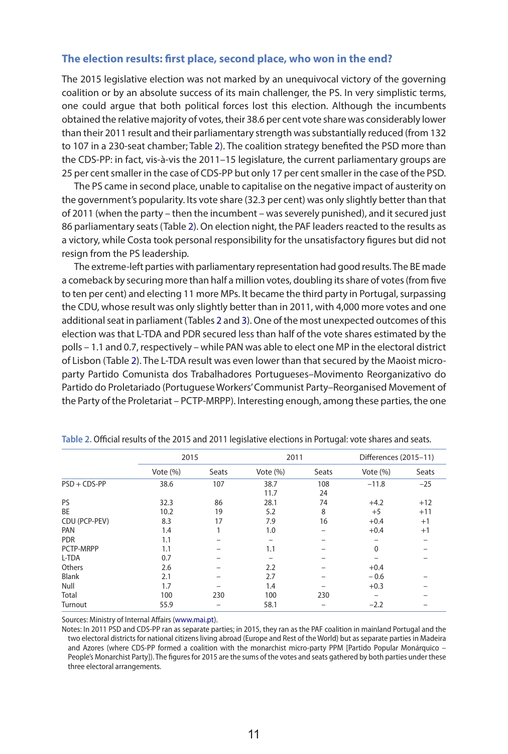## The election results: first place, second place, who won in the end?

The 2015 legislative election was not marked by an unequivocal victory of the governing coalition or by an absolute success of its main challenger, the PS. In very simplistic terms, one could argue that both political forces lost this election. Although the incumbents obtained the relative majority of votes, their 38.6 per cent vote share was considerably lower than their 2011 result and their parliamentary strength was substantially reduced (from 132 to 107 in a 230-seat chamber; Table 2). The coalition strategy benefited the PSD more than the CDS-PP: in fact, vis-à-vis the 2011–15 legislature, the current parliamentary groups are 25 per cent smaller in the case of CDS-PP but only 17 per cent smaller in the case of the PSD.

The PS came in second place, unable to capitalise on the negative impact of austerity on the government's popularity. Its vote share (32.3 per cent) was only slightly better than that of 2011 (when the party – then the incumbent – was severely punished), and it secured just 86 parliamentary seats (Table 2). On election night, the PAF leaders reacted to the results as a victory, while Costa took personal responsibility for the unsatisfactory figures but did not resign from the PS leadership.

The extreme-left parties with parliamentary representation had good results. The BE made a comeback by securing more than half a million votes, doubling its share of votes (from five to ten per cent) and electing 11 more MPs. It became the third party in Portugal, surpassing the CDU, whose result was only slightly better than in 2011, with 4,000 more votes and one additional seat in parliament (Tables 2 and 3). One of the most unexpected outcomes of this election was that L-TDA and PDR secured less than half of the vote shares estimated by the polls – 1.1 and 0.7, respectively – while PAN was able to elect one MP in the electoral district of Lisbon (Table 2). The L-TDA result was even lower than that secured by the Maoist micro-party Partido Comunista dos Trabalhadores Portugueses–Movimento Reorganizativo do Partido do Proletariado (Portuguese Workers' Communist Party–Reorganised Movement of the Party of the Proletariat – PCTP-MRPP). Interesting enough, among these parties, the one

**Table 2.** Official results of the 2015 and 2011 legislative elections in Portugal: vote shares and seats.

| | 2015 | | 2011 | | Differences (2015–11) | |
|---|---|---|---|---|---|---|
| | Vote (%) | Seats | Vote (%) | Seats | Vote (%) | Seats |
| PSD + CDS-PP | 38.6 | 107 | 38.7<br>11.7 | 108<br>24 | −11.8 | −25 |
| PS | 32.3 | 86 | 28.1 | 74 | +4.2 | +12 |
| BE | 10.2 | 19 | 5.2 | 8 | +5 | +11 |
| CDU (PCP-PEV) | 8.3 | 17 | 7.9 | 16 | +0.4 | +1 |
| PAN | 1.4 | 1 | 1.0 | – | +0.4 | +1 |
| PDR | 1.1 | – | – | – | – | – |
| PCTP-MRPP | 1.1 | – | 1.1 | – | 0 | – |
| L-TDA | 0.7 | – | – | – | – | – |
| Others | 2.6 | – | 2.2 | – | +0.4 | |
| Blank | 2.1 | – | 2.7 | – | − 0.6 | – |
| Null | 1.7 | – | 1.4 | – | +0.3 | – |
| Total | 100 | 230 | 100 | 230 | – | – |
| Turnout | 55.9 | – | 58.1 | – | −2.2 | – |

Sources: Ministry of Internal Affairs (www.mai.pt).

Notes: In 2011 PSD and CDS-PP ran as separate parties; in 2015, they ran as the PAF coalition in mainland Portugal and the two electoral districts for national citizens living abroad (Europe and Rest of the World) but as separate parties in Madeira and Azores (where CDS-PP formed a coalition with the monarchist micro-party PPM [Partido Popular Monárquico – People's Monarchist Party]). The figures for 2015 are the sums of the votes and seats gathered by both parties under these three electoral arrangements.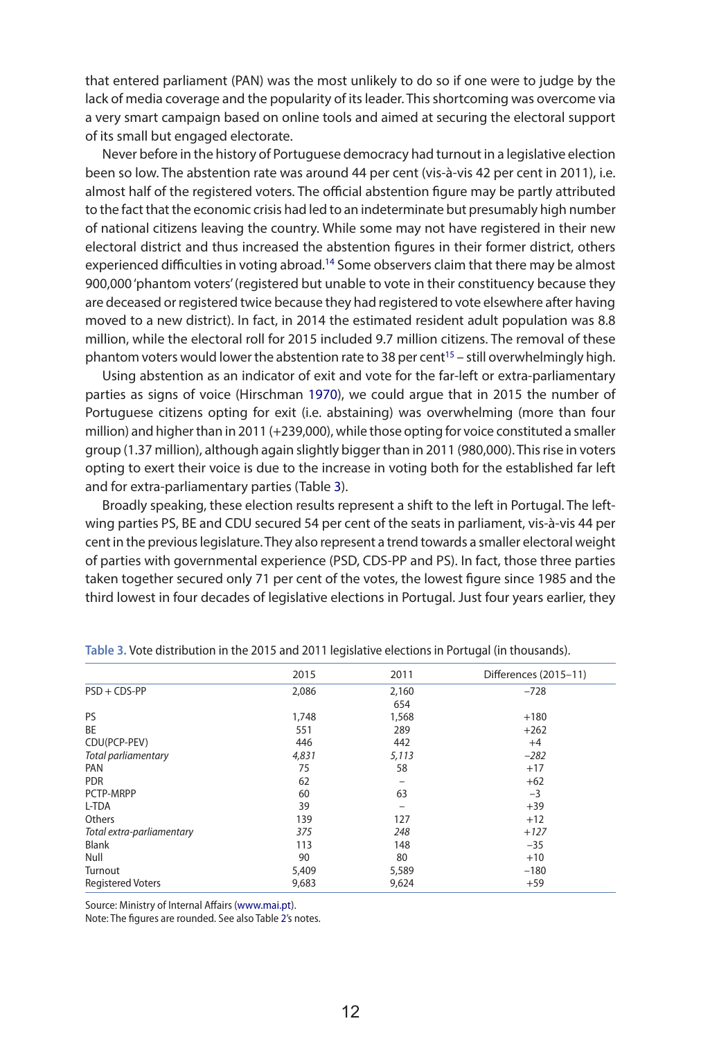that entered parliament (PAN) was the most unlikely to do so if one were to judge by the lack of media coverage and the popularity of its leader. This shortcoming was overcome via a very smart campaign based on online tools and aimed at securing the electoral support of its small but engaged electorate.

Never before in the history of Portuguese democracy had turnout in a legislative election been so low. The abstention rate was around 44 per cent (vis-à-vis 42 per cent in 2011), i.e. almost half of the registered voters. The official abstention figure may be partly attributed to the fact that the economic crisis had led to an indeterminate but presumably high number of national citizens leaving the country. While some may not have registered in their new electoral district and thus increased the abstention figures in their former district, others experienced difficulties in voting abroad.[14] Some observers claim that there may be almost 900,000 'phantom voters' (registered but unable to vote in their constituency because they are deceased or registered twice because they had registered to vote elsewhere after having moved to a new district). In fact, in 2014 the estimated resident adult population was 8.8 million, while the electoral roll for 2015 included 9.7 million citizens. The removal of these phantom voters would lower the abstention rate to 38 per cent[15] – still overwhelmingly high.

Using abstention as an indicator of exit and vote for the far-left or extra-parliamentary parties as signs of voice (Hirschman 1970), we could argue that in 2015 the number of Portuguese citizens opting for exit (i.e. abstaining) was overwhelming (more than four million) and higher than in 2011 (+239,000), while those opting for voice constituted a smaller group (1.37 million), although again slightly bigger than in 2011 (980,000). This rise in voters opting to exert their voice is due to the increase in voting both for the established far left and for extra-parliamentary parties (Table 3).

Broadly speaking, these election results represent a shift to the left in Portugal. The left-wing parties PS, BE and CDU secured 54 per cent of the seats in parliament, vis-à-vis 44 per cent in the previous legislature. They also represent a trend towards a smaller electoral weight of parties with governmental experience (PSD, CDS-PP and PS). In fact, those three parties taken together secured only 71 per cent of the votes, the lowest figure since 1985 and the third lowest in four decades of legislative elections in Portugal. Just four years earlier, they

**Table 3.** Vote distribution in the 2015 and 2011 legislative elections in Portugal (in thousands).

| | 2015 | 2011 | Differences (2015–11) |
|---|---|---|---|
| PSD + CDS-PP | 2,086 | 2,160<br>654 | −728 |
| PS | 1,748 | 1,568 | +180 |
| BE | 551 | 289 | +262 |
| CDU(PCP-PEV) | 446 | 442 | +4 |
| *Total parliamentary* | *4,831* | *5,113* | *−282* |
| PAN | 75 | 58 | +17 |
| PDR | 62 | – | +62 |
| PCTP-MRPP | 60 | 63 | −3 |
| L-TDA | 39 | – | +39 |
| Others | 139 | 127 | +12 |
| *Total extra-parliamentary* | *375* | *248* | *+127* |
| Blank | 113 | 148 | −35 |
| Null | 90 | 80 | +10 |
| Turnout | 5,409 | 5,589 | −180 |
| Registered Voters | 9,683 | 9,624 | +59 |

Source: Ministry of Internal Affairs (www.mai.pt).
Note: The figures are rounded. See also Table 2's notes.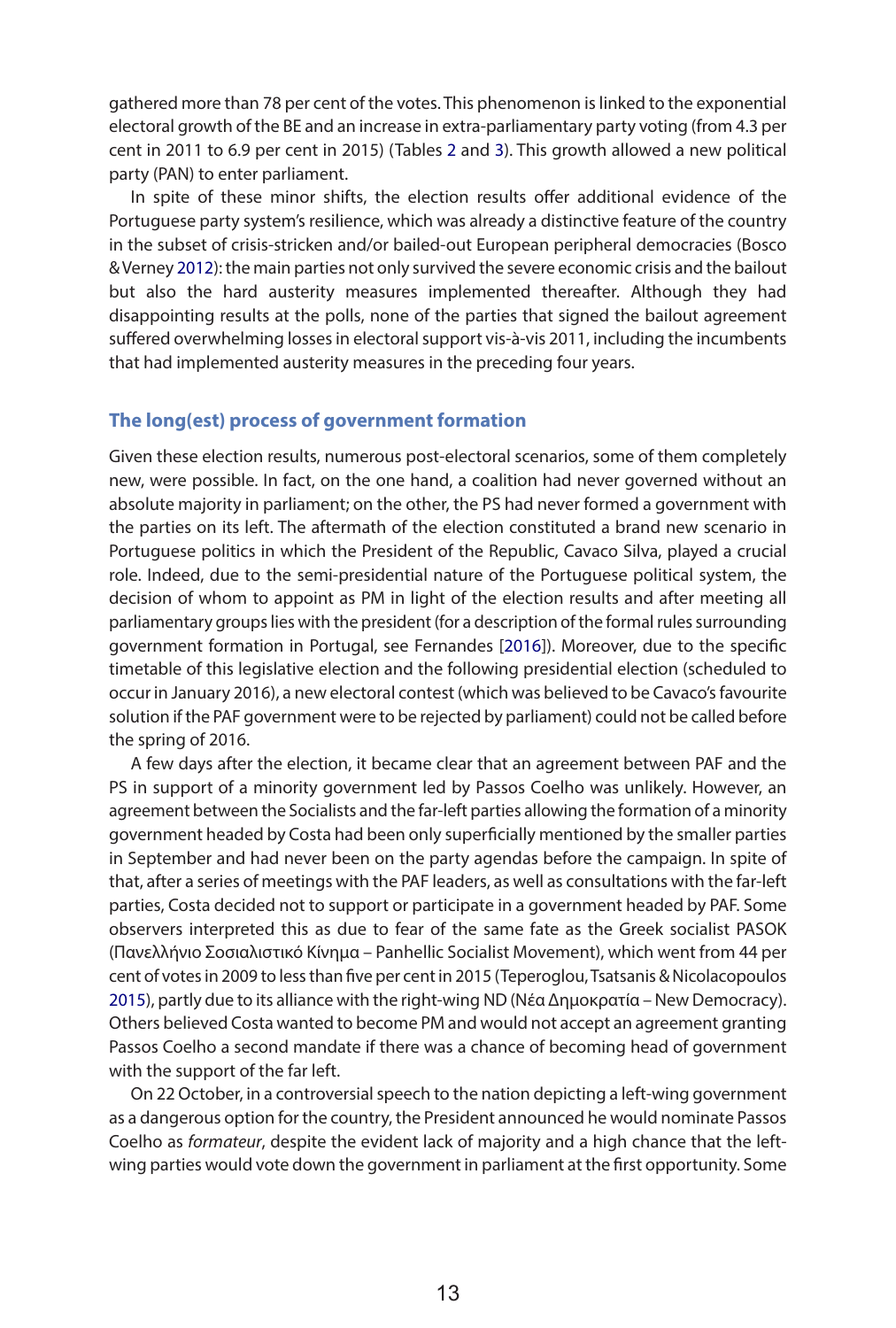gathered more than 78 per cent of the votes. This phenomenon is linked to the exponential electoral growth of the BE and an increase in extra-parliamentary party voting (from 4.3 per cent in 2011 to 6.9 per cent in 2015) (Tables 2 and 3). This growth allowed a new political party (PAN) to enter parliament.

In spite of these minor shifts, the election results offer additional evidence of the Portuguese party system's resilience, which was already a distinctive feature of the country in the subset of crisis-stricken and/or bailed-out European peripheral democracies (Bosco & Verney 2012): the main parties not only survived the severe economic crisis and the bailout but also the hard austerity measures implemented thereafter. Although they had disappointing results at the polls, none of the parties that signed the bailout agreement suffered overwhelming losses in electoral support vis-à-vis 2011, including the incumbents that had implemented austerity measures in the preceding four years.

## The long(est) process of government formation

Given these election results, numerous post-electoral scenarios, some of them completely new, were possible. In fact, on the one hand, a coalition had never governed without an absolute majority in parliament; on the other, the PS had never formed a government with the parties on its left. The aftermath of the election constituted a brand new scenario in Portuguese politics in which the President of the Republic, Cavaco Silva, played a crucial role. Indeed, due to the semi-presidential nature of the Portuguese political system, the decision of whom to appoint as PM in light of the election results and after meeting all parliamentary groups lies with the president (for a description of the formal rules surrounding government formation in Portugal, see Fernandes [2016]). Moreover, due to the specific timetable of this legislative election and the following presidential election (scheduled to occur in January 2016), a new electoral contest (which was believed to be Cavaco's favourite solution if the PAF government were to be rejected by parliament) could not be called before the spring of 2016.

A few days after the election, it became clear that an agreement between PAF and the PS in support of a minority government led by Passos Coelho was unlikely. However, an agreement between the Socialists and the far-left parties allowing the formation of a minority government headed by Costa had been only superficially mentioned by the smaller parties in September and had never been on the party agendas before the campaign. In spite of that, after a series of meetings with the PAF leaders, as well as consultations with the far-left parties, Costa decided not to support or participate in a government headed by PAF. Some observers interpreted this as due to fear of the same fate as the Greek socialist PASOK (Πανελλήνιο Σοσιαλιστικό Κίνημα – Panhellic Socialist Movement), which went from 44 per cent of votes in 2009 to less than five per cent in 2015 (Teperoglou, Tsatsanis & Nicolacopoulos 2015), partly due to its alliance with the right-wing ND (Νέα Δημοκρατία – New Democracy). Others believed Costa wanted to become PM and would not accept an agreement granting Passos Coelho a second mandate if there was a chance of becoming head of government with the support of the far left.

On 22 October, in a controversial speech to the nation depicting a left-wing government as a dangerous option for the country, the President announced he would nominate Passos Coelho as *formateur*, despite the evident lack of majority and a high chance that the left-wing parties would vote down the government in parliament at the first opportunity. Some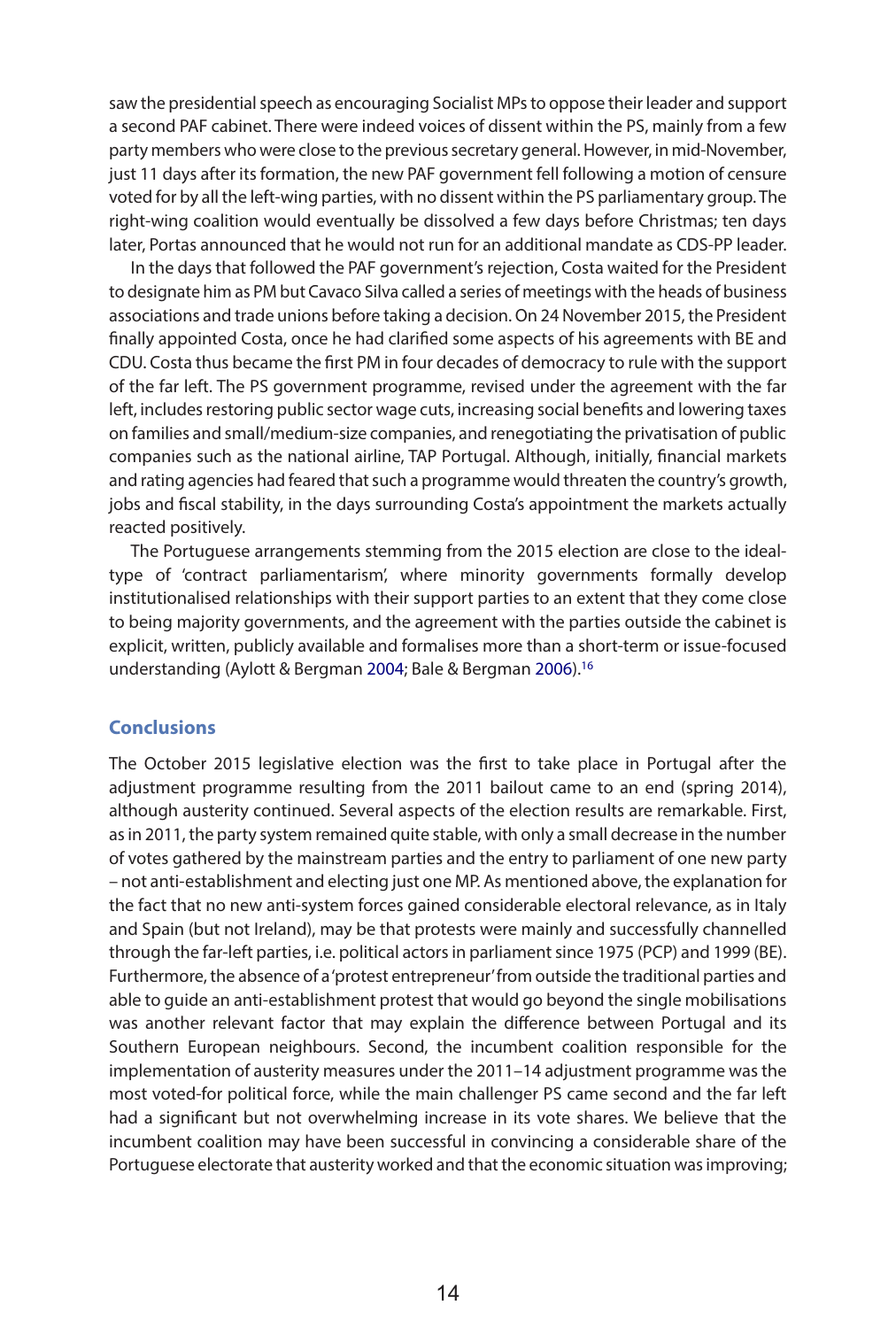saw the presidential speech as encouraging Socialist MPs to oppose their leader and support a second PAF cabinet. There were indeed voices of dissent within the PS, mainly from a few party members who were close to the previous secretary general. However, in mid-November, just 11 days after its formation, the new PAF government fell following a motion of censure voted for by all the left-wing parties, with no dissent within the PS parliamentary group. The right-wing coalition would eventually be dissolved a few days before Christmas; ten days later, Portas announced that he would not run for an additional mandate as CDS-PP leader.

In the days that followed the PAF government's rejection, Costa waited for the President to designate him as PM but Cavaco Silva called a series of meetings with the heads of business associations and trade unions before taking a decision. On 24 November 2015, the President finally appointed Costa, once he had clarified some aspects of his agreements with BE and CDU. Costa thus became the first PM in four decades of democracy to rule with the support of the far left. The PS government programme, revised under the agreement with the far left, includes restoring public sector wage cuts, increasing social benefits and lowering taxes on families and small/medium-size companies, and renegotiating the privatisation of public companies such as the national airline, TAP Portugal. Although, initially, financial markets and rating agencies had feared that such a programme would threaten the country's growth, jobs and fiscal stability, in the days surrounding Costa's appointment the markets actually reacted positively.

The Portuguese arrangements stemming from the 2015 election are close to the ideal-type of 'contract parliamentarism', where minority governments formally develop institutionalised relationships with their support parties to an extent that they come close to being majority governments, and the agreement with the parties outside the cabinet is explicit, written, publicly available and formalises more than a short-term or issue-focused understanding (Aylott & Bergman 2004; Bale & Bergman 2006).[16]

## Conclusions

The October 2015 legislative election was the first to take place in Portugal after the adjustment programme resulting from the 2011 bailout came to an end (spring 2014), although austerity continued. Several aspects of the election results are remarkable. First, as in 2011, the party system remained quite stable, with only a small decrease in the number of votes gathered by the mainstream parties and the entry to parliament of one new party – not anti-establishment and electing just one MP. As mentioned above, the explanation for the fact that no new anti-system forces gained considerable electoral relevance, as in Italy and Spain (but not Ireland), may be that protests were mainly and successfully channelled through the far-left parties, i.e. political actors in parliament since 1975 (PCP) and 1999 (BE). Furthermore, the absence of a 'protest entrepreneur' from outside the traditional parties and able to guide an anti-establishment protest that would go beyond the single mobilisations was another relevant factor that may explain the difference between Portugal and its Southern European neighbours. Second, the incumbent coalition responsible for the implementation of austerity measures under the 2011–14 adjustment programme was the most voted-for political force, while the main challenger PS came second and the far left had a significant but not overwhelming increase in its vote shares. We believe that the incumbent coalition may have been successful in convincing a considerable share of the Portuguese electorate that austerity worked and that the economic situation was improving;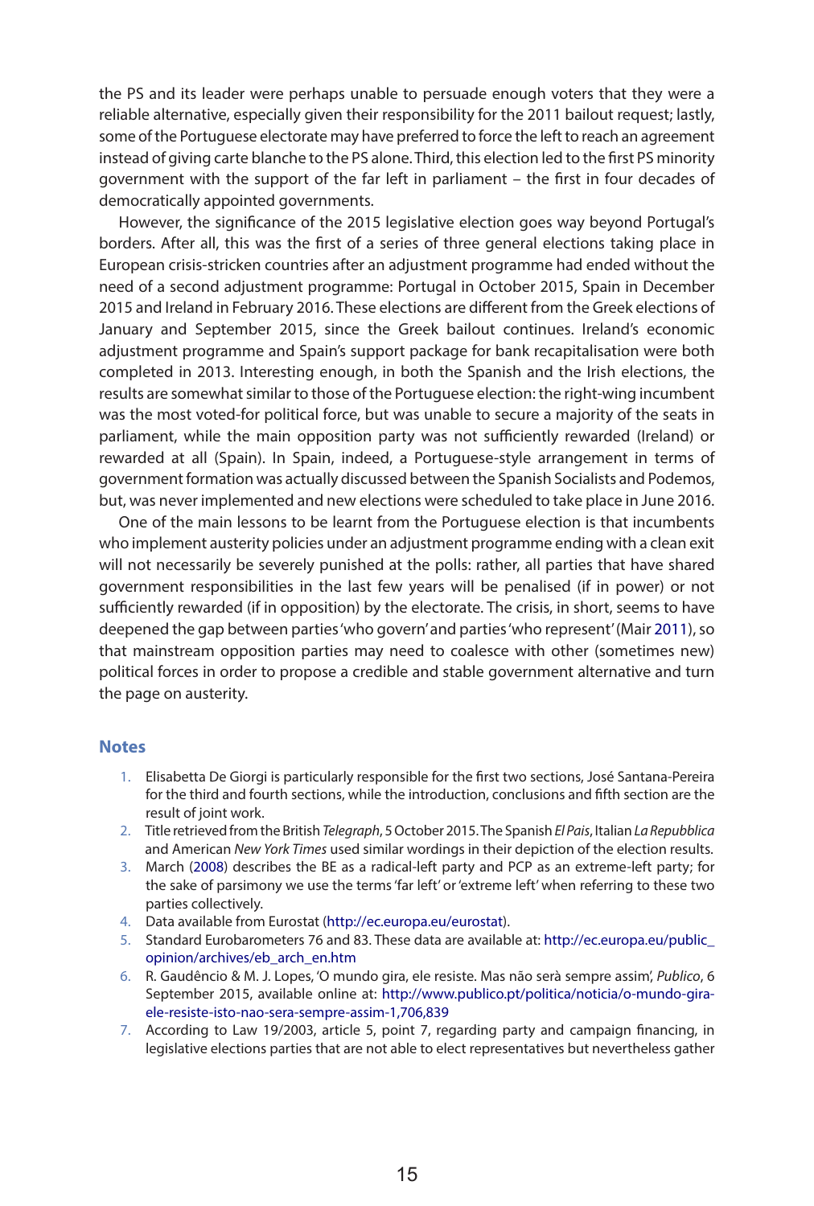the PS and its leader were perhaps unable to persuade enough voters that they were a reliable alternative, especially given their responsibility for the 2011 bailout request; lastly, some of the Portuguese electorate may have preferred to force the left to reach an agreement instead of giving carte blanche to the PS alone. Third, this election led to the first PS minority government with the support of the far left in parliament – the first in four decades of democratically appointed governments.

However, the significance of the 2015 legislative election goes way beyond Portugal's borders. After all, this was the first of a series of three general elections taking place in European crisis-stricken countries after an adjustment programme had ended without the need of a second adjustment programme: Portugal in October 2015, Spain in December 2015 and Ireland in February 2016. These elections are different from the Greek elections of January and September 2015, since the Greek bailout continues. Ireland's economic adjustment programme and Spain's support package for bank recapitalisation were both completed in 2013. Interesting enough, in both the Spanish and the Irish elections, the results are somewhat similar to those of the Portuguese election: the right-wing incumbent was the most voted-for political force, but was unable to secure a majority of the seats in parliament, while the main opposition party was not sufficiently rewarded (Ireland) or rewarded at all (Spain). In Spain, indeed, a Portuguese-style arrangement in terms of government formation was actually discussed between the Spanish Socialists and Podemos, but, was never implemented and new elections were scheduled to take place in June 2016.

One of the main lessons to be learnt from the Portuguese election is that incumbents who implement austerity policies under an adjustment programme ending with a clean exit will not necessarily be severely punished at the polls: rather, all parties that have shared government responsibilities in the last few years will be penalised (if in power) or not sufficiently rewarded (if in opposition) by the electorate. The crisis, in short, seems to have deepened the gap between parties 'who govern' and parties 'who represent' (Mair 2011), so that mainstream opposition parties may need to coalesce with other (sometimes new) political forces in order to propose a credible and stable government alternative and turn the page on austerity.

## Notes

1. Elisabetta De Giorgi is particularly responsible for the first two sections, José Santana-Pereira for the third and fourth sections, while the introduction, conclusions and fifth section are the result of joint work.
2. Title retrieved from the British *Telegraph*, 5 October 2015. The Spanish *El Pais*, Italian *La Repubblica* and American *New York Times* used similar wordings in their depiction of the election results.
3. March (2008) describes the BE as a radical-left party and PCP as an extreme-left party; for the sake of parsimony we use the terms 'far left' or 'extreme left' when referring to these two parties collectively.
4. Data available from Eurostat (http://ec.europa.eu/eurostat).
5. Standard Eurobarometers 76 and 83. These data are available at: http://ec.europa.eu/public_opinion/archives/eb_arch_en.htm
6. R. Gaudêncio & M. J. Lopes, 'O mundo gira, ele resiste. Mas não serà sempre assim', *Publico*, 6 September 2015, available online at: http://www.publico.pt/politica/noticia/o-mundo-gira-ele-resiste-isto-nao-sera-sempre-assim-1,706,839
7. According to Law 19/2003, article 5, point 7, regarding party and campaign financing, in legislative elections parties that are not able to elect representatives but nevertheless gather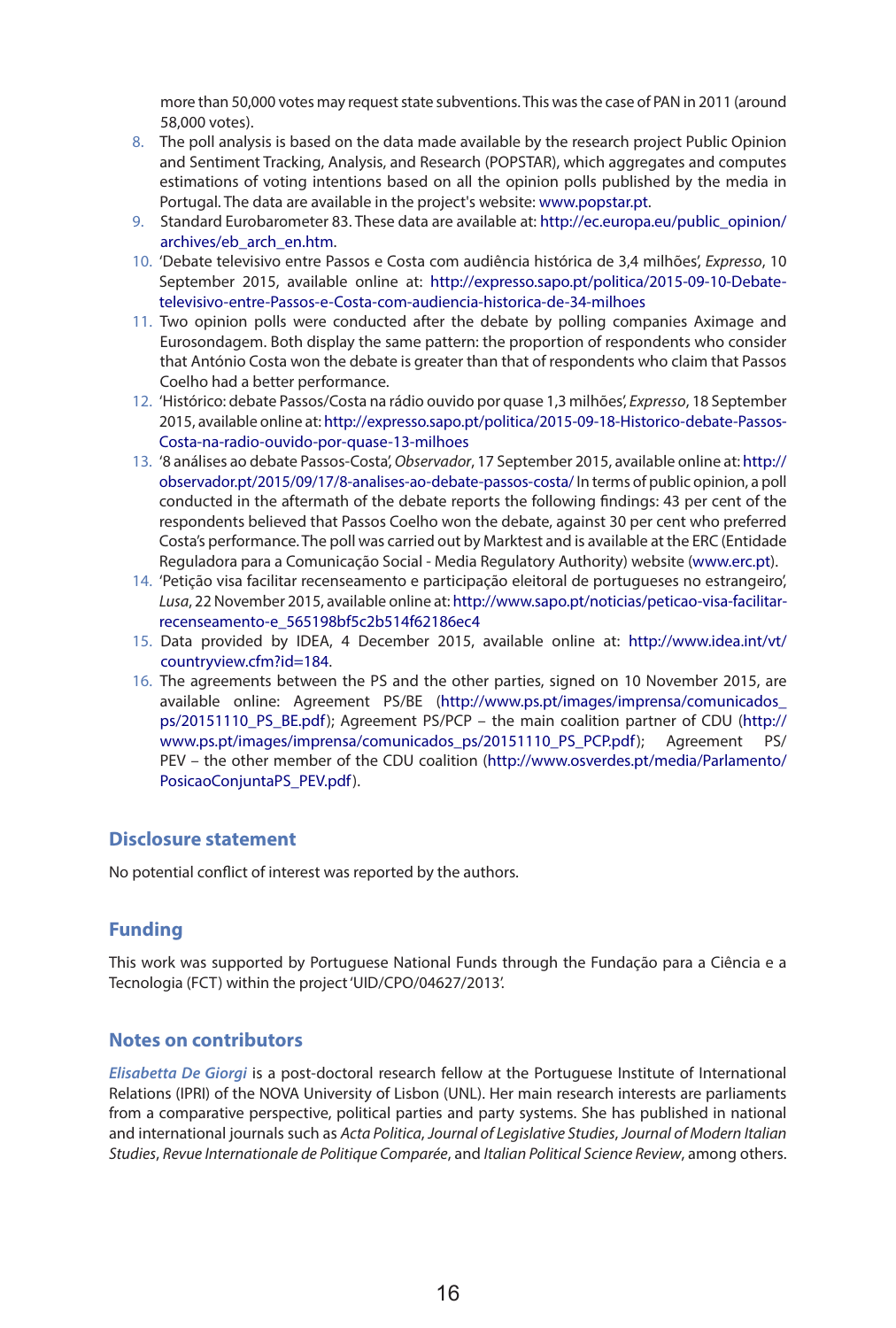more than 50,000 votes may request state subventions. This was the case of PAN in 2011 (around 58,000 votes).

8. The poll analysis is based on the data made available by the research project Public Opinion and Sentiment Tracking, Analysis, and Research (POPSTAR), which aggregates and computes estimations of voting intentions based on all the opinion polls published by the media in Portugal. The data are available in the project's website: www.popstar.pt.
9. Standard Eurobarometer 83. These data are available at: http://ec.europa.eu/public_opinion/archives/eb_arch_en.htm.
10. 'Debate televisivo entre Passos e Costa com audiência histórica de 3,4 milhões', *Expresso*, 10 September 2015, available online at: http://expresso.sapo.pt/politica/2015-09-10-Debate-televisivo-entre-Passos-e-Costa-com-audiencia-historica-de-34-milhoes
11. Two opinion polls were conducted after the debate by polling companies Aximage and Eurosondagem. Both display the same pattern: the proportion of respondents who consider that António Costa won the debate is greater than that of respondents who claim that Passos Coelho had a better performance.
12. 'Histórico: debate Passos/Costa na rádio ouvido por quase 1,3 milhões', *Expresso*, 18 September 2015, available online at: http://expresso.sapo.pt/politica/2015-09-18-Historico-debate-Passos-Costa-na-radio-ouvido-por-quase-13-milhoes
13. '8 análises ao debate Passos-Costa', *Observador*, 17 September 2015, available online at: http://observador.pt/2015/09/17/8-analises-ao-debate-passos-costa/ In terms of public opinion, a poll conducted in the aftermath of the debate reports the following findings: 43 per cent of the respondents believed that Passos Coelho won the debate, against 30 per cent who preferred Costa's performance. The poll was carried out by Marktest and is available at the ERC (Entidade Reguladora para a Comunicação Social - Media Regulatory Authority) website (www.erc.pt).
14. 'Petição visa facilitar recenseamento e participação eleitoral de portugueses no estrangeiro', *Lusa*, 22 November 2015, available online at: http://www.sapo.pt/noticias/peticao-visa-facilitar-recenseamento-e_565198bf5c2b514f62186ec4
15. Data provided by IDEA, 4 December 2015, available online at: http://www.idea.int/vt/countryview.cfm?id=184.
16. The agreements between the PS and the other parties, signed on 10 November 2015, are available online: Agreement PS/BE (http://www.ps.pt/images/imprensa/comunicados_ps/20151110_PS_BE.pdf); Agreement PS/PCP – the main coalition partner of CDU (http://www.ps.pt/images/imprensa/comunicados_ps/20151110_PS_PCP.pdf); Agreement PS/PEV – the other member of the CDU coalition (http://www.osverdes.pt/media/Parlamento/PosicaoConjuntaPS_PEV.pdf).

## Disclosure statement

No potential conflict of interest was reported by the authors.

## Funding

This work was supported by Portuguese National Funds through the Fundação para a Ciência e a Tecnologia (FCT) within the project 'UID/CPO/04627/2013'.

## Notes on contributors

***Elisabetta De Giorgi*** is a post-doctoral research fellow at the Portuguese Institute of International Relations (IPRI) of the NOVA University of Lisbon (UNL). Her main research interests are parliaments from a comparative perspective, political parties and party systems. She has published in national and international journals such as *Acta Politica*, *Journal of Legislative Studies*, *Journal of Modern Italian Studies*, *Revue Internationale de Politique Comparée*, and *Italian Political Science Review*, among others.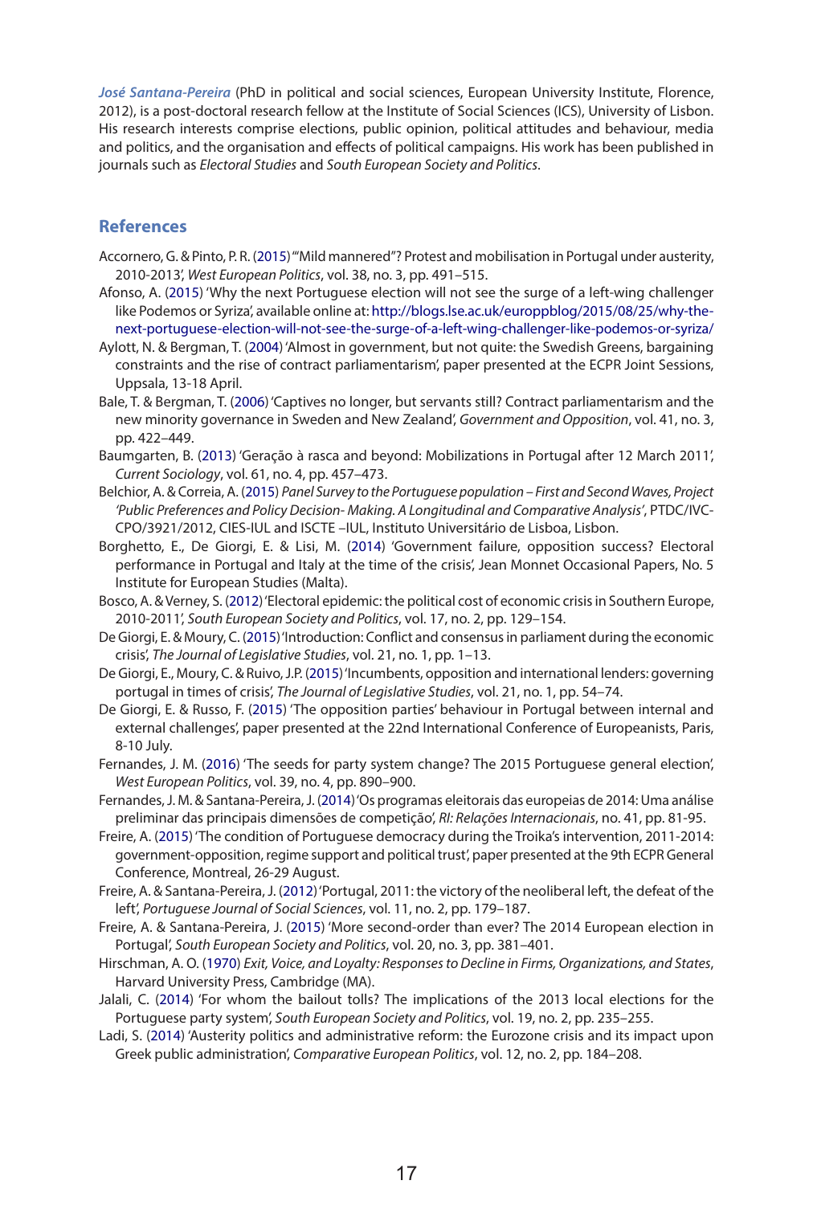*José Santana-Pereira* (PhD in political and social sciences, European University Institute, Florence, 2012), is a post-doctoral research fellow at the Institute of Social Sciences (ICS), University of Lisbon. His research interests comprise elections, public opinion, political attitudes and behaviour, media and politics, and the organisation and effects of political campaigns. His work has been published in journals such as *Electoral Studies* and *South European Society and Politics*.

## References

Accornero, G. & Pinto, P. R. (2015) '"Mild mannered"? Protest and mobilisation in Portugal under austerity, 2010-2013', *West European Politics*, vol. 38, no. 3, pp. 491–515.

Afonso, A. (2015) 'Why the next Portuguese election will not see the surge of a left-wing challenger like Podemos or Syriza', available online at: http://blogs.lse.ac.uk/europpblog/2015/08/25/why-the-next-portuguese-election-will-not-see-the-surge-of-a-left-wing-challenger-like-podemos-or-syriza/

Aylott, N. & Bergman, T. (2004) 'Almost in government, but not quite: the Swedish Greens, bargaining constraints and the rise of contract parliamentarism', paper presented at the ECPR Joint Sessions, Uppsala, 13-18 April.

Bale, T. & Bergman, T. (2006) 'Captives no longer, but servants still? Contract parliamentarism and the new minority governance in Sweden and New Zealand', *Government and Opposition*, vol. 41, no. 3, pp. 422–449.

Baumgarten, B. (2013) 'Geração à rasca and beyond: Mobilizations in Portugal after 12 March 2011', *Current Sociology*, vol. 61, no. 4, pp. 457–473.

Belchior, A. & Correia, A. (2015) *Panel Survey to the Portuguese population – First and Second Waves, Project 'Public Preferences and Policy Decision- Making. A Longitudinal and Comparative Analysis'*, PTDC/IVC-CPO/3921/2012, CIES-IUL and ISCTE –IUL, Instituto Universitário de Lisboa, Lisbon.

Borghetto, E., De Giorgi, E. & Lisi, M. (2014) 'Government failure, opposition success? Electoral performance in Portugal and Italy at the time of the crisis', Jean Monnet Occasional Papers, No. 5 Institute for European Studies (Malta).

Bosco, A. & Verney, S. (2012) 'Electoral epidemic: the political cost of economic crisis in Southern Europe, 2010-2011', *South European Society and Politics*, vol. 17, no. 2, pp. 129–154.

De Giorgi, E. & Moury, C. (2015) 'Introduction: Conflict and consensus in parliament during the economic crisis', *The Journal of Legislative Studies*, vol. 21, no. 1, pp. 1–13.

De Giorgi, E., Moury, C. & Ruivo, J.P. (2015) 'Incumbents, opposition and international lenders: governing portugal in times of crisis', *The Journal of Legislative Studies*, vol. 21, no. 1, pp. 54–74.

De Giorgi, E. & Russo, F. (2015) 'The opposition parties' behaviour in Portugal between internal and external challenges', paper presented at the 22nd International Conference of Europeanists, Paris, 8-10 July.

Fernandes, J. M. (2016) 'The seeds for party system change? The 2015 Portuguese general election', *West European Politics*, vol. 39, no. 4, pp. 890–900.

Fernandes, J. M. & Santana-Pereira, J. (2014) 'Os programas eleitorais das europeias de 2014: Uma análise preliminar das principais dimensões de competição', *RI: Relações Internacionais*, no. 41, pp. 81-95.

Freire, A. (2015) 'The condition of Portuguese democracy during the Troika's intervention, 2011-2014: government-opposition, regime support and political trust', paper presented at the 9th ECPR General Conference, Montreal, 26-29 August.

Freire, A. & Santana-Pereira, J. (2012) 'Portugal, 2011: the victory of the neoliberal left, the defeat of the left', *Portuguese Journal of Social Sciences*, vol. 11, no. 2, pp. 179–187.

Freire, A. & Santana-Pereira, J. (2015) 'More second-order than ever? The 2014 European election in Portugal', *South European Society and Politics*, vol. 20, no. 3, pp. 381–401.

Hirschman, A. O. (1970) *Exit, Voice, and Loyalty: Responses to Decline in Firms, Organizations, and States*, Harvard University Press, Cambridge (MA).

Jalali, C. (2014) 'For whom the bailout tolls? The implications of the 2013 local elections for the Portuguese party system', *South European Society and Politics*, vol. 19, no. 2, pp. 235–255.

Ladi, S. (2014) 'Austerity politics and administrative reform: the Eurozone crisis and its impact upon Greek public administration', *Comparative European Politics*, vol. 12, no. 2, pp. 184–208.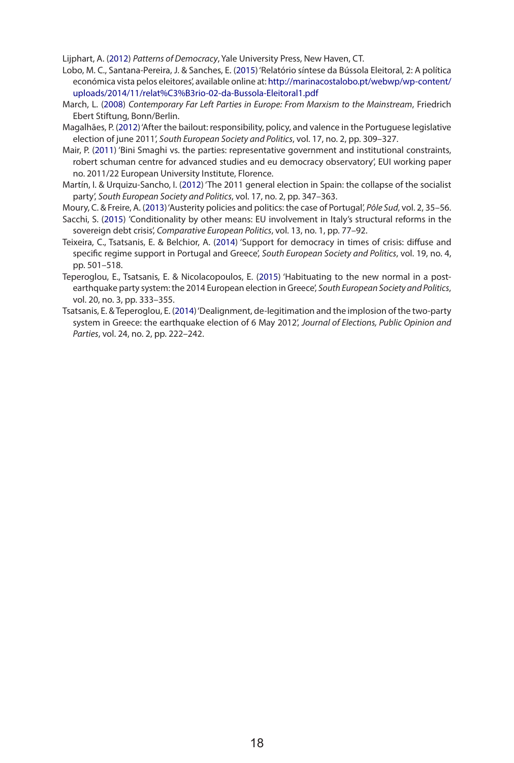Lijphart, A. (2012) *Patterns of Democracy*, Yale University Press, New Haven, CT.

Lobo, M. C., Santana-Pereira, J. & Sanches, E. (2015) 'Relatório síntese da Bússola Eleitoral, 2: A política económica vista pelos eleitores', available online at: http://marinacostalobo.pt/webwp/wp-content/uploads/2014/11/relat%C3%B3rio-02-da-Bussola-Eleitoral1.pdf

March, L. (2008) *Contemporary Far Left Parties in Europe: From Marxism to the Mainstream*, Friedrich Ebert Stiftung, Bonn/Berlin.

Magalhães, P. (2012) 'After the bailout: responsibility, policy, and valence in the Portuguese legislative election of june 2011', *South European Society and Politics*, vol. 17, no. 2, pp. 309–327.

Mair, P. (2011) 'Bini Smaghi vs. the parties: representative government and institutional constraints, robert schuman centre for advanced studies and eu democracy observatory', EUI working paper no. 2011/22 European University Institute, Florence.

Martín, I. & Urquizu-Sancho, I. (2012) 'The 2011 general election in Spain: the collapse of the socialist party', *South European Society and Politics*, vol. 17, no. 2, pp. 347–363.

Moury, C. & Freire, A. (2013) 'Austerity policies and politics: the case of Portugal', *Pôle Sud*, vol. 2, 35–56.

Sacchi, S. (2015) 'Conditionality by other means: EU involvement in Italy's structural reforms in the sovereign debt crisis', *Comparative European Politics*, vol. 13, no. 1, pp. 77–92.

Teixeira, C., Tsatsanis, E. & Belchior, A. (2014) 'Support for democracy in times of crisis: diffuse and specific regime support in Portugal and Greece', *South European Society and Politics*, vol. 19, no. 4, pp. 501–518.

Teperoglou, E., Tsatsanis, E. & Nicolacopoulos, E. (2015) 'Habituating to the new normal in a post-earthquake party system: the 2014 European election in Greece', *South European Society and Politics*, vol. 20, no. 3, pp. 333–355.

Tsatsanis, E. & Teperoglou, E. (2014) 'Dealignment, de-legitimation and the implosion of the two-party system in Greece: the earthquake election of 6 May 2012', *Journal of Elections, Public Opinion and Parties*, vol. 24, no. 2, pp. 222–242.